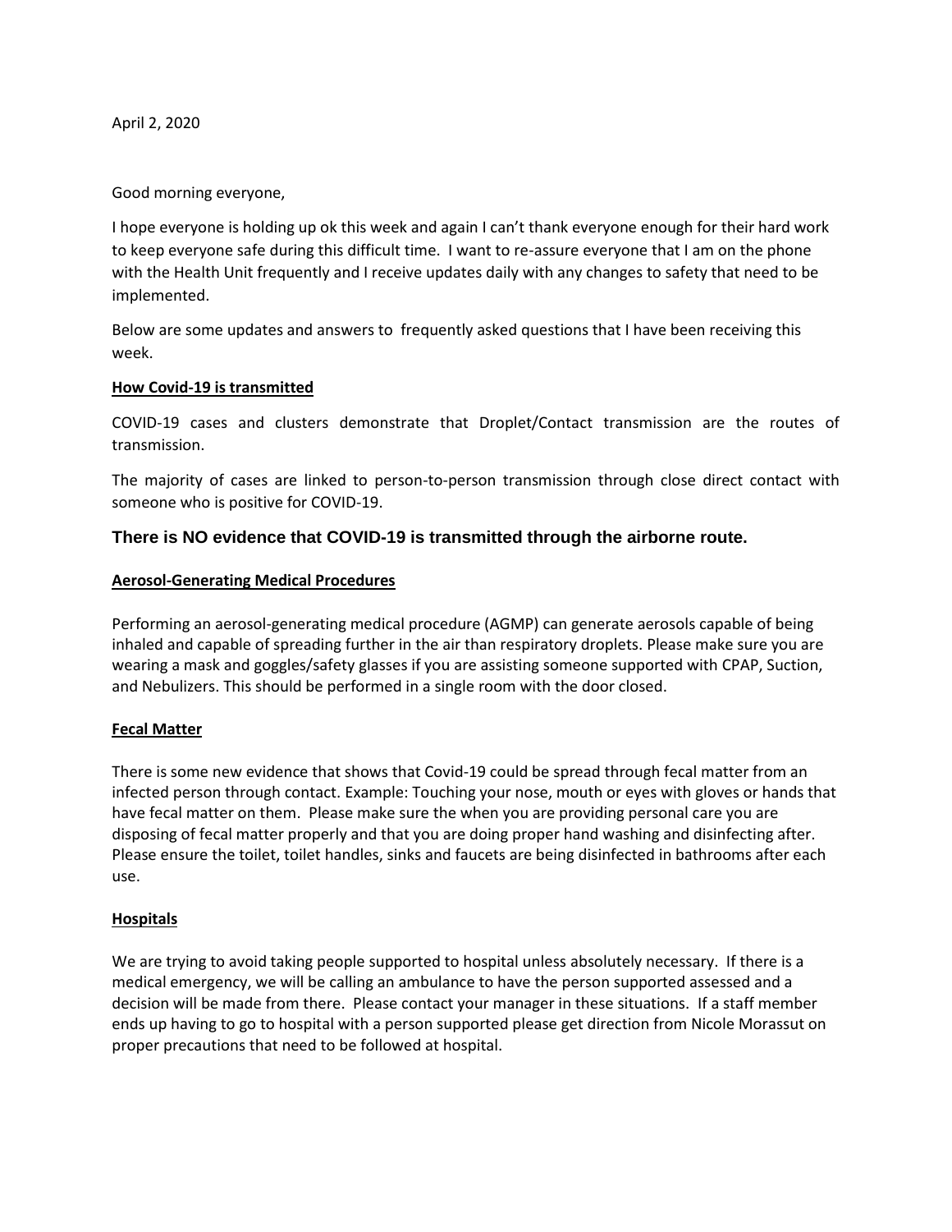April 2, 2020

Good morning everyone,

I hope everyone is holding up ok this week and again I can't thank everyone enough for their hard work to keep everyone safe during this difficult time. I want to re-assure everyone that I am on the phone with the Health Unit frequently and I receive updates daily with any changes to safety that need to be implemented.

Below are some updates and answers to frequently asked questions that I have been receiving this week.

**How Covid-19 is transmitted**

COVID-19 cases and clusters demonstrate that Droplet/Contact transmission are the routes of transmission.

The majority of cases are linked to person-to-person transmission through close direct contact with someone who is positive for COVID-19.

**There is NO evidence that COVID-19 is transmitted through the airborne route.**

**Aerosol-Generating Medical Procedures**

Performing an aerosol-generating medical procedure (AGMP) can generate aerosols capable of being inhaled and capable of spreading further in the air than respiratory droplets. Please make sure you are wearing a mask and goggles/safety glasses if you are assisting someone supported with CPAP, Suction, and Nebulizers. This should be performed in a single room with the door closed.

**Fecal Matter**

There is some new evidence that shows that Covid-19 could be spread through fecal matter from an infected person through contact. Example: Touching your nose, mouth or eyes with gloves or hands that have fecal matter on them. Please make sure the when you are providing personal care you are disposing of fecal matter properly and that you are doing proper hand washing and disinfecting after. Please ensure the toilet, toilet handles, sinks and faucets are being disinfected in bathrooms after each use.

**Hospitals**

We are trying to avoid taking people supported to hospital unless absolutely necessary. If there is a medical emergency, we will be calling an ambulance to have the person supported assessed and a decision will be made from there. Please contact your manager in these situations. If a staff member ends up having to go to hospital with a person supported please get direction from Nicole Morassut on proper precautions that need to be followed at hospital.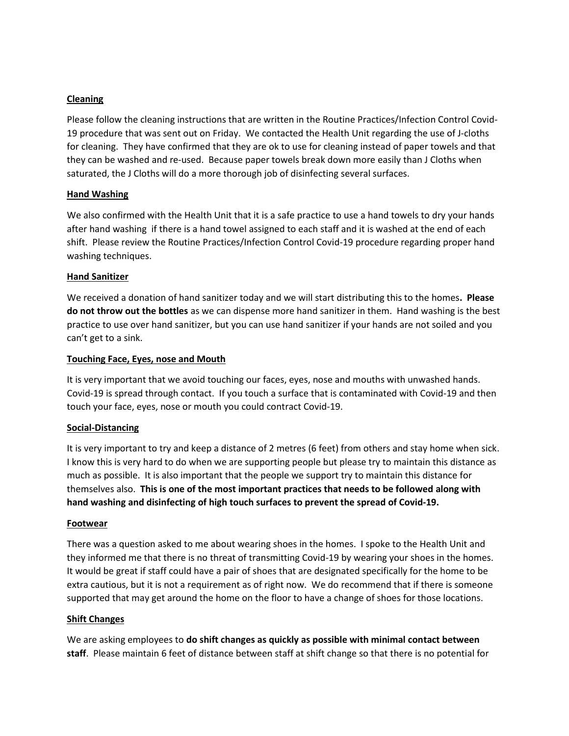**Cleaning**

Please follow the cleaning instructions that are written in the Routine Practices/Infection Control Covid-19 procedure that was sent out on Friday. We contacted the Health Unit regarding the use of J-cloths for cleaning. They have confirmed that they are ok to use for cleaning instead of paper towels and that they can be washed and re-used. Because paper towels break down more easily than J Cloths when saturated, the J Cloths will do a more thorough job of disinfecting several surfaces.

**Hand Washing**

We also confirmed with the Health Unit that it is a safe practice to use a hand towels to dry your hands after hand washing if there is a hand towel assigned to each staff and it is washed at the end of each shift. Please review the Routine Practices/Infection Control Covid-19 procedure regarding proper hand washing techniques.

**Hand Sanitizer**

We received a donation of hand sanitizer today and we will start distributing this to the homes**. Please do not throw out the bottles** as we can dispense more hand sanitizer in them. Hand washing is the best practice to use over hand sanitizer, but you can use hand sanitizer if your hands are not soiled and you can't get to a sink.

**Touching Face, Eyes, nose and Mouth**

It is very important that we avoid touching our faces, eyes, nose and mouths with unwashed hands. Covid-19 is spread through contact. If you touch a surface that is contaminated with Covid-19 and then touch your face, eyes, nose or mouth you could contract Covid-19.

**Social-Distancing**

It is very important to try and keep a distance of 2 metres (6 feet) from others and stay home when sick. I know this is very hard to do when we are supporting people but please try to maintain this distance as much as possible. It is also important that the people we support try to maintain this distance for themselves also. **This is one of the most important practices that needs to be followed along with hand washing and disinfecting of high touch surfaces to prevent the spread of Covid-19.**

**Footwear**

There was a question asked to me about wearing shoes in the homes. I spoke to the Health Unit and they informed me that there is no threat of transmitting Covid-19 by wearing your shoes in the homes. It would be great if staff could have a pair of shoes that are designated specifically for the home to be extra cautious, but it is not a requirement as of right now. We do recommend that if there is someone supported that may get around the home on the floor to have a change of shoes for those locations.

**Shift Changes**

We are asking employees to **do shift changes as quickly as possible with minimal contact between staff**. Please maintain 6 feet of distance between staff at shift change so that there is no potential for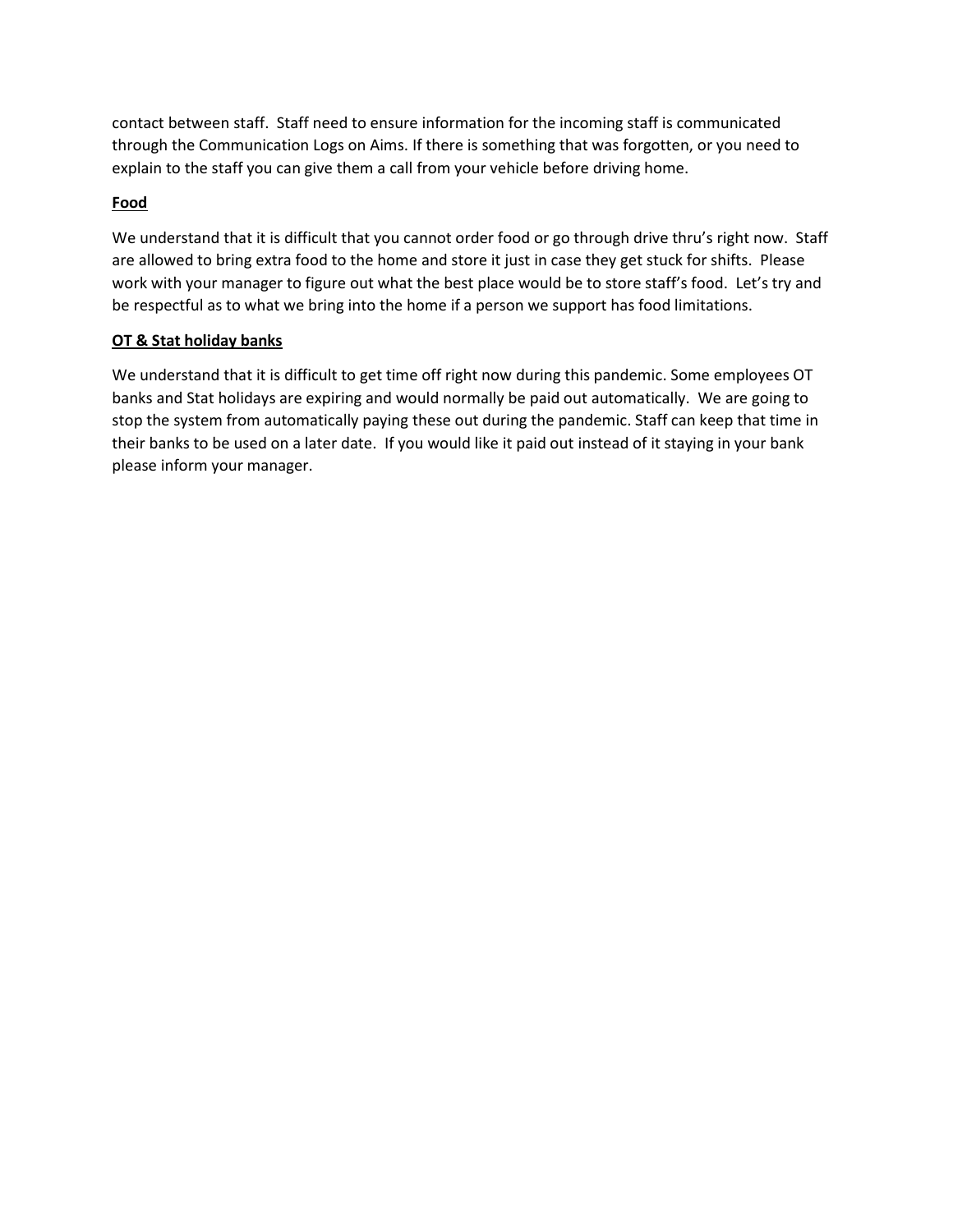contact between staff. Staff need to ensure information for the incoming staff is communicated through the Communication Logs on Aims. If there is something that was forgotten, or you need to explain to the staff you can give them a call from your vehicle before driving home.

**Food**

We understand that it is difficult that you cannot order food or go through drive thru's right now. Staff are allowed to bring extra food to the home and store it just in case they get stuck for shifts. Please work with your manager to figure out what the best place would be to store staff's food. Let's try and be respectful as to what we bring into the home if a person we support has food limitations.

**OT & Stat holiday banks**

We understand that it is difficult to get time off right now during this pandemic. Some employees OT banks and Stat holidays are expiring and would normally be paid out automatically. We are going to stop the system from automatically paying these out during the pandemic. Staff can keep that time in their banks to be used on a later date. If you would like it paid out instead of it staying in your bank please inform your manager.